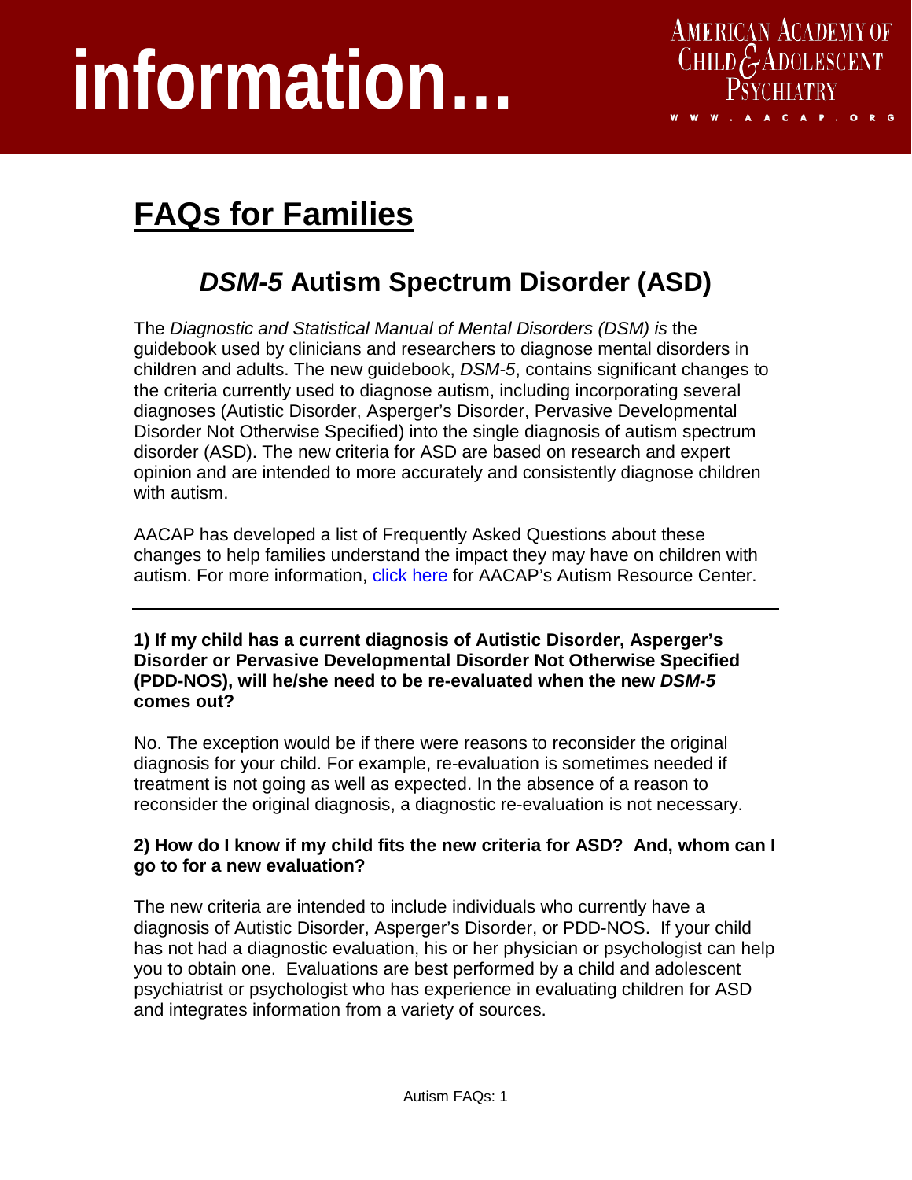# information…

AMERICAN ACADEMY OF CHILD & ADOLESCENT PSYCHIATRY

WWW.AACAP.ORG

## FAQs for Families

## *DSM-5* Autism Spectrum Disorder (ASD)

The *Diagnostic and Statistical Manual of Mental Disorders (DSM) is* the guidebook used by clinicians and researchers to diagnose mental disorders in children and adults. The new guidebook, *DSM-5*, contains significant changes to the criteria currently used to diagnose autism, including incorporating several diagnoses (Autistic Disorder, Asperger's Disorder, Pervasive Developmental Disorder Not Otherwise Specified) into the single diagnosis of autism spectrum disorder (ASD). The new criteria for ASD are based on research and expert opinion and are intended to more accurately and consistently diagnose children with autism.

AACAP has developed a list of Frequently Asked Questions about these changes to help families understand the impact they may have on children with autism. For more information, click here for AACAP's Autism Resource Center.

---

**1) If my child has a current diagnosis of Autistic Disorder, Asperger's Disorder or Pervasive Developmental Disorder Not Otherwise Specified (PDD-NOS), will he/she need to be re-evaluated when the new *DSM-5* comes out?**

No. The exception would be if there were reasons to reconsider the original diagnosis for your child. For example, re-evaluation is sometimes needed if treatment is not going as well as expected. In the absence of a reason to reconsider the original diagnosis, a diagnostic re-evaluation is not necessary.

**2) How do I know if my child fits the new criteria for ASD? And, whom can I go to for a new evaluation?**

The new criteria are intended to include individuals who currently have a diagnosis of Autistic Disorder, Asperger's Disorder, or PDD-NOS. If your child has not had a diagnostic evaluation, his or her physician or psychologist can help you to obtain one. Evaluations are best performed by a child and adolescent psychiatrist or psychologist who has experience in evaluating children for ASD and integrates information from a variety of sources.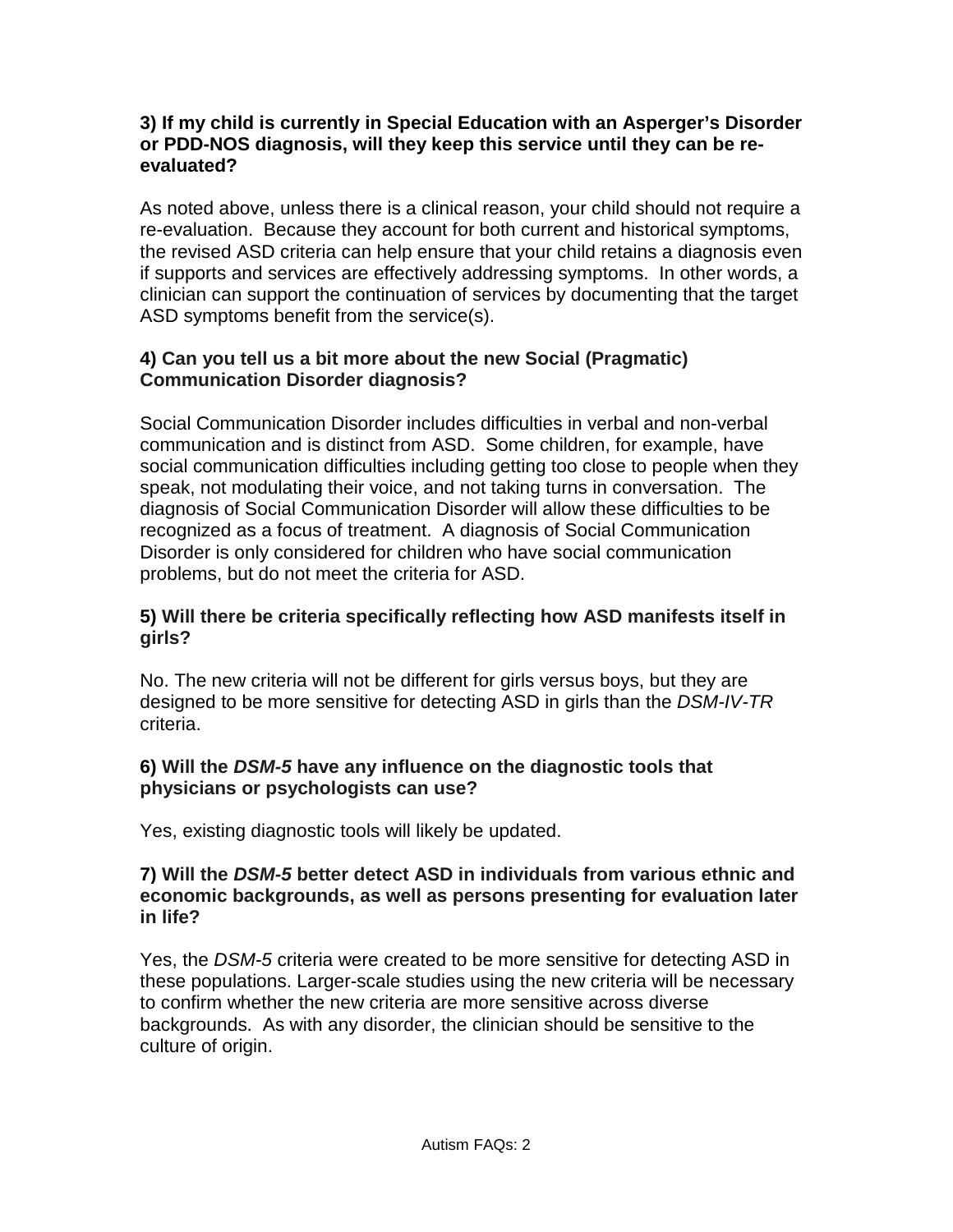**3) If my child is currently in Special Education with an Asperger's Disorder or PDD-NOS diagnosis, will they keep this service until they can be re-evaluated?**

As noted above, unless there is a clinical reason, your child should not require a re-evaluation. Because they account for both current and historical symptoms, the revised ASD criteria can help ensure that your child retains a diagnosis even if supports and services are effectively addressing symptoms. In other words, a clinician can support the continuation of services by documenting that the target ASD symptoms benefit from the service(s).

**4) Can you tell us a bit more about the new Social (Pragmatic) Communication Disorder diagnosis?**

Social Communication Disorder includes difficulties in verbal and non-verbal communication and is distinct from ASD. Some children, for example, have social communication difficulties including getting too close to people when they speak, not modulating their voice, and not taking turns in conversation. The diagnosis of Social Communication Disorder will allow these difficulties to be recognized as a focus of treatment. A diagnosis of Social Communication Disorder is only considered for children who have social communication problems, but do not meet the criteria for ASD.

**5) Will there be criteria specifically reflecting how ASD manifests itself in girls?**

No. The new criteria will not be different for girls versus boys, but they are designed to be more sensitive for detecting ASD in girls than the *DSM-IV-TR* criteria.

**6) Will the *DSM-5* have any influence on the diagnostic tools that physicians or psychologists can use?**

Yes, existing diagnostic tools will likely be updated.

**7) Will the *DSM-5* better detect ASD in individuals from various ethnic and economic backgrounds, as well as persons presenting for evaluation later in life?**

Yes, the *DSM-5* criteria were created to be more sensitive for detecting ASD in these populations. Larger-scale studies using the new criteria will be necessary to confirm whether the new criteria are more sensitive across diverse backgrounds. As with any disorder, the clinician should be sensitive to the culture of origin.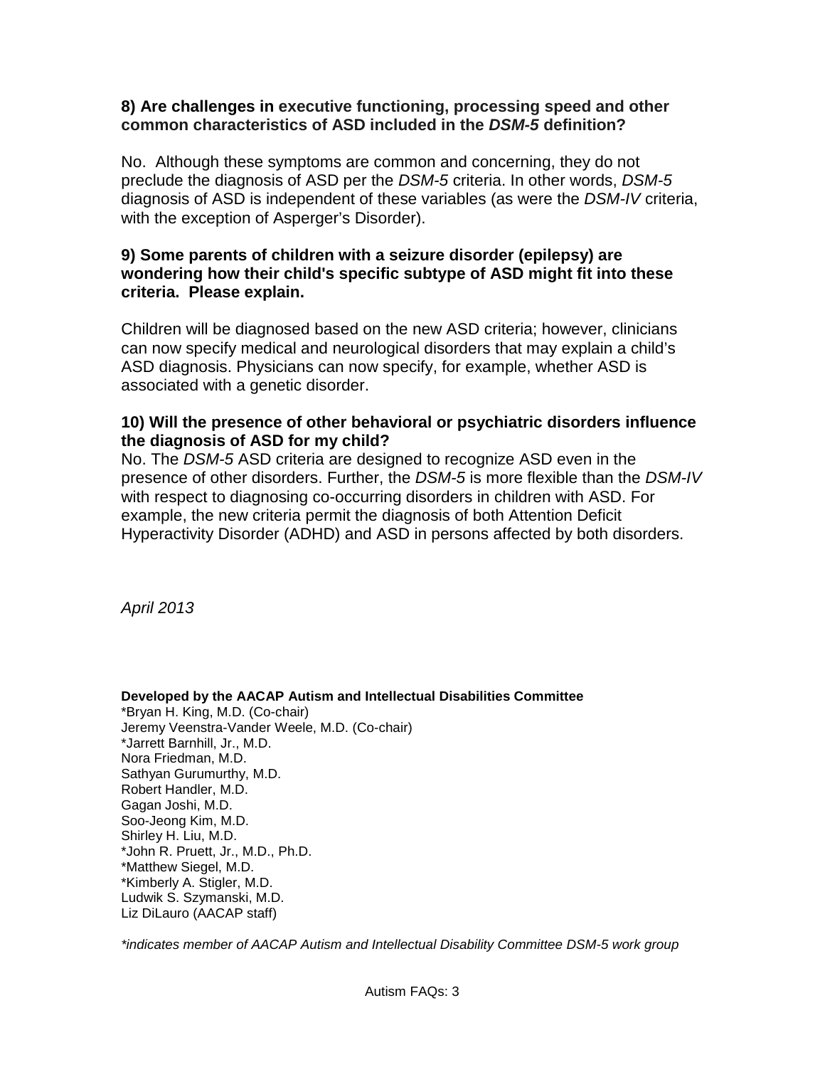**8) Are challenges in executive functioning, processing speed and other common characteristics of ASD included in the *DSM-5* definition?**

No. Although these symptoms are common and concerning, they do not preclude the diagnosis of ASD per the *DSM-5* criteria. In other words, *DSM-5* diagnosis of ASD is independent of these variables (as were the *DSM-IV* criteria, with the exception of Asperger's Disorder).

**9) Some parents of children with a seizure disorder (epilepsy) are wondering how their child's specific subtype of ASD might fit into these criteria. Please explain.**

Children will be diagnosed based on the new ASD criteria; however, clinicians can now specify medical and neurological disorders that may explain a child's ASD diagnosis. Physicians can now specify, for example, whether ASD is associated with a genetic disorder.

**10) Will the presence of other behavioral or psychiatric disorders influence the diagnosis of ASD for my child?**

No. The *DSM-5* ASD criteria are designed to recognize ASD even in the presence of other disorders. Further, the *DSM-5* is more flexible than the *DSM-IV* with respect to diagnosing co-occurring disorders in children with ASD. For example, the new criteria permit the diagnosis of both Attention Deficit Hyperactivity Disorder (ADHD) and ASD in persons affected by both disorders.

*April 2013*

**Developed by the AACAP Autism and Intellectual Disabilities Committee**

*Bryan H. King, M.D. (Co-chair)  
Jeremy Veenstra-Vander Weele, M.D. (Co-chair)  
*Jarrett Barnhill, Jr., M.D.  
Nora Friedman, M.D.  
Sathyan Gurumurthy, M.D.  
Robert Handler, M.D.  
Gagan Joshi, M.D.  
Soo-Jeong Kim, M.D.  
Shirley H. Liu, M.D.  
*John R. Pruett, Jr., M.D., Ph.D.  
*Matthew Siegel, M.D.  
*Kimberly A. Stigler, M.D.  
Ludwik S. Szymanski, M.D.  
Liz DiLauro (AACAP staff)

*\*indicates member of AACAP Autism and Intellectual Disability Committee DSM-5 work group*